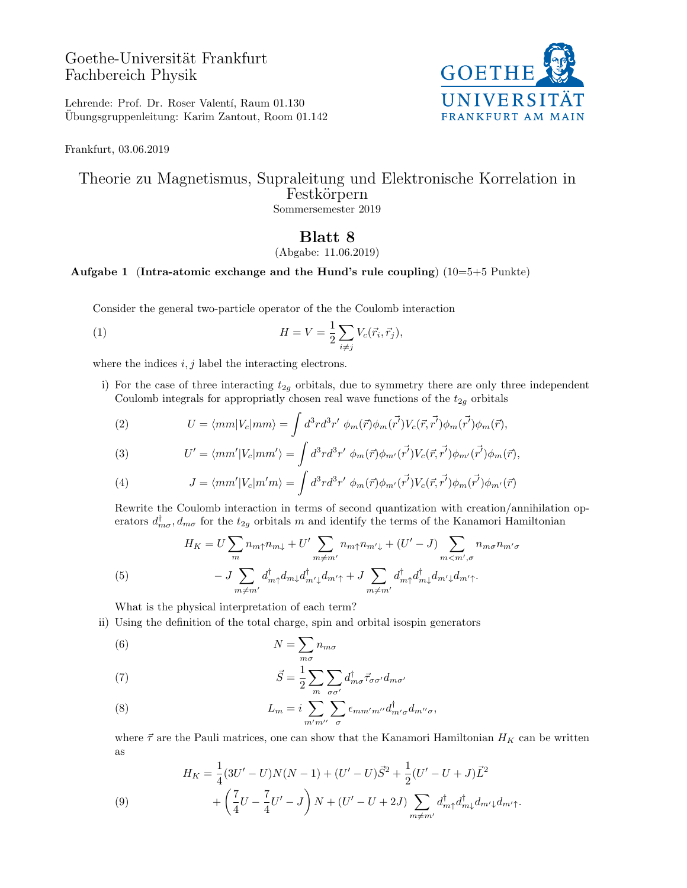Goethe-Universität Frankfurt
Fachbereich Physik

Lehrende: Prof. Dr. Roser Valentí, Raum 01.130
Übungsgruppenleitung: Karim Zantout, Room 01.142

Frankfurt, 03.06.2019

# Theorie zu Magnetismus, Supraleitung und Elektronische Korrelation in Festkörpern

Sommersemester 2019

## Blatt 8

(Abgabe: 11.06.2019)

**Aufgabe 1** (**Intra-atomic exchange and the Hund's rule coupling**) (10=5+5 Punkte)

Consider the general two-particle operator of the the Coulomb interaction

$$H = V = \frac{1}{2}\sum_{i\neq j} V_c(\vec{r}_i, \vec{r}_j), \tag{1}$$

where the indices $i, j$ label the interacting electrons.

i) For the case of three interacting $t_{2g}$ orbitals, due to symmetry there are only three independent Coulomb integrals for appropriatly chosen real wave functions of the $t_{2g}$ orbitals

$$U = \langle mm|V_c|mm\rangle = \int d^3r d^3r' \; \phi_m(\vec{r})\phi_m(\vec{r'})V_c(\vec{r}, \vec{r'})\phi_m(\vec{r'})\phi_m(\vec{r}), \tag{2}$$

$$U' = \langle mm'|V_c|mm'\rangle = \int d^3r d^3r' \; \phi_m(\vec{r})\phi_{m'}(\vec{r'})V_c(\vec{r}, \vec{r'})\phi_{m'}(\vec{r'})\phi_m(\vec{r}), \tag{3}$$

$$J = \langle mm'|V_c|m'm\rangle = \int d^3r d^3r' \; \phi_m(\vec{r})\phi_{m'}(\vec{r'})V_c(\vec{r}, \vec{r'})\phi_m(\vec{r'})\phi_{m'}(\vec{r}) \tag{4}$$

Rewrite the Coulomb interaction in terms of second quantization with creation/annihilation operators $d^\dagger_{m\sigma}, d_{m\sigma}$ for the $t_{2g}$ orbitals $m$ and identify the terms of the Kanamori Hamiltonian

$$\begin{aligned} H_K = U\sum_m n_{m\uparrow}n_{m\downarrow} + U'\sum_{m\neq m'} n_{m\uparrow}n_{m'\downarrow} + (U' - J)\sum_{m<m',\sigma} n_{m\sigma}n_{m'\sigma} \\ - J\sum_{m\neq m'} d^\dagger_{m\uparrow}d_{m\downarrow}d^\dagger_{m'\downarrow}d_{m'\uparrow} + J\sum_{m\neq m'} d^\dagger_{m\uparrow}d^\dagger_{m\downarrow}d_{m'\downarrow}d_{m'\uparrow}. \end{aligned} \tag{5}$$

What is the physical interpretation of each term?

ii) Using the definition of the total charge, spin and orbital isospin generators

$$N = \sum_{m\sigma} n_{m\sigma} \tag{6}$$

$$\vec{S} = \frac{1}{2}\sum_m\sum_{\sigma\sigma'} d^\dagger_{m\sigma}\vec{\tau}_{\sigma\sigma'}d_{m\sigma'} \tag{7}$$

$$L_m = i\sum_{m'm''}\sum_\sigma \epsilon_{mm'm''}d^\dagger_{m'\sigma}d_{m''\sigma}, \tag{8}$$

where $\vec{\tau}$ are the Pauli matrices, one can show that the Kanamori Hamiltonian $H_K$ can be written as

$$\begin{aligned} H_K = \frac{1}{4}(3U' - U)N(N-1) + (U' - U)\vec{S}^2 + \frac{1}{2}(U' - U + J)\vec{L}^2 \\ + \left(\frac{7}{4}U - \frac{7}{4}U' - J\right)N + (U' - U + 2J)\sum_{m\neq m'} d^\dagger_{m\uparrow}d^\dagger_{m\downarrow}d_{m'\downarrow}d_{m'\uparrow}. \end{aligned} \tag{9}$$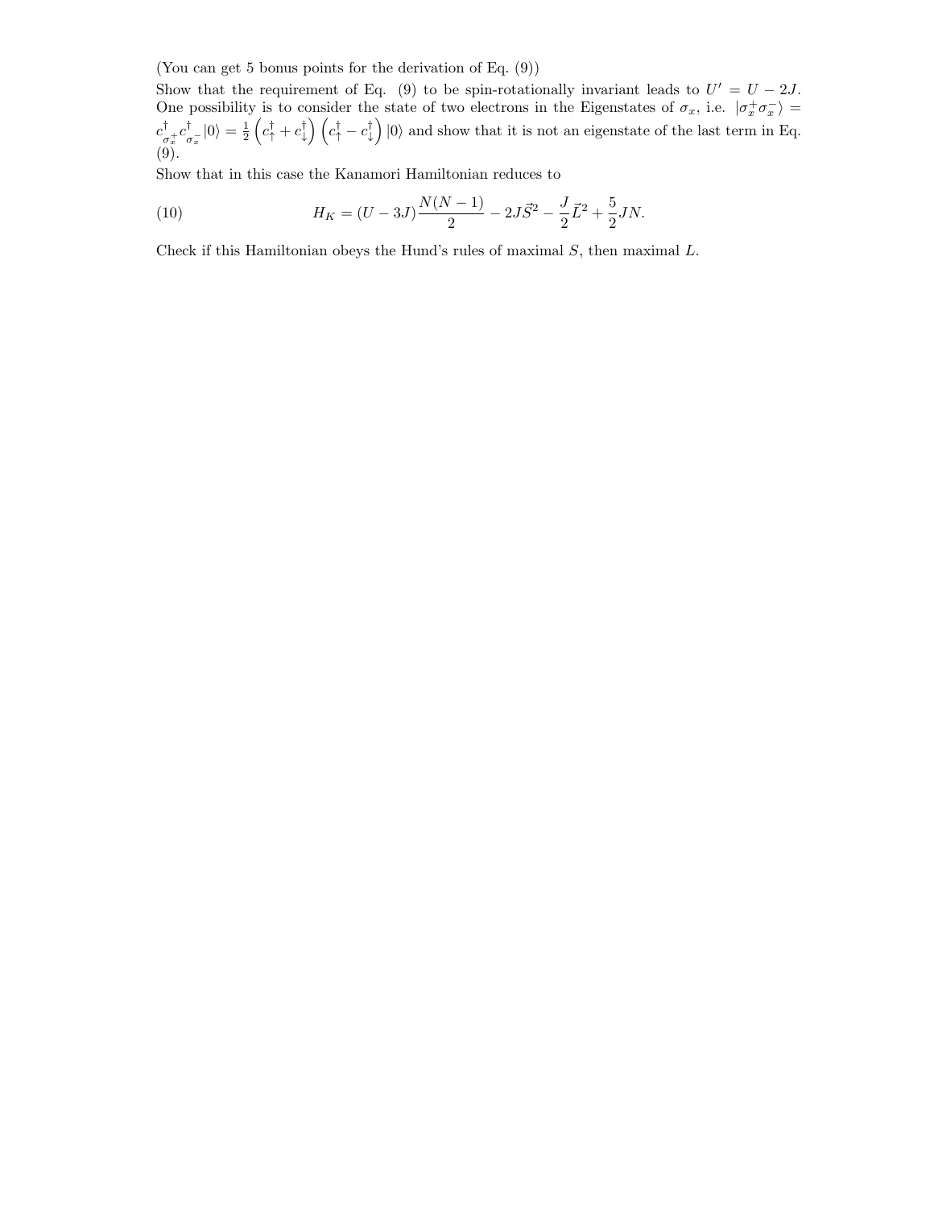(You can get 5 bonus points for the derivation of Eq. (9))

Show that the requirement of Eq. (9) to be spin-rotationally invariant leads to $U' = U - 2J$. One possibility is to consider the state of two electrons in the Eigenstates of $\sigma_x$, i.e. $|\sigma_x^+ \sigma_x^-\rangle = c^\dagger_{\sigma_x^+} c^\dagger_{\sigma_x^-} |0\rangle = \frac{1}{2}\left(c^\dagger_\uparrow + c^\dagger_\downarrow\right)\left(c^\dagger_\uparrow - c^\dagger_\downarrow\right)|0\rangle$ and show that it is not an eigenstate of the last term in Eq. (9).

Show that in this case the Kanamori Hamiltonian reduces to

$$H_K = (U - 3J)\frac{N(N-1)}{2} - 2J\vec{S}^2 - \frac{J}{2}\vec{L}^2 + \frac{5}{2}JN. \tag{10}$$

Check if this Hamiltonian obeys the Hund's rules of maximal $S$, then maximal $L$.